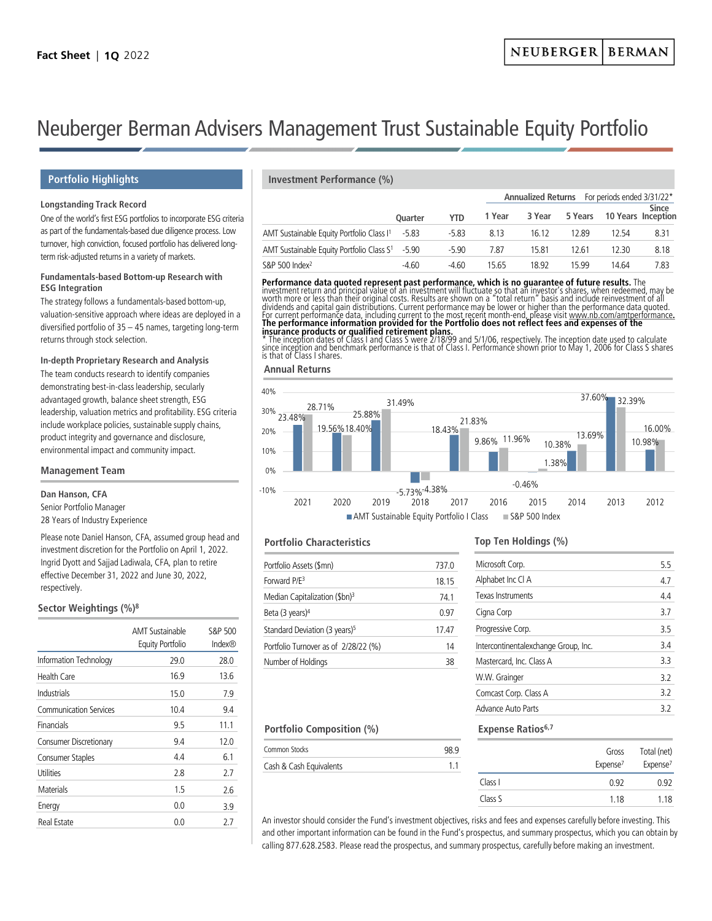**Fact Sheet** | **1Q** 2022

# Neuberger Berman Advisers Management Trust Sustainable Equity Portfolio

## Portfolio Highlights

**Longstanding Track Record**

One of the world's first ESG portfolios to incorporate ESG criteria as part of the fundamentals-based due diligence process. Low turnover, high conviction, focused portfolio has delivered long-term risk-adjusted returns in a variety of markets.

**Fundamentals-based Bottom-up Research with ESG Integration**

The strategy follows a fundamentals-based bottom-up, valuation-sensitive approach where ideas are deployed in a diversified portfolio of 35 – 45 names, targeting long-term returns through stock selection.

**In-depth Proprietary Research and Analysis**

The team conducts research to identify companies demonstrating best-in-class leadership, secularly advantaged growth, balance sheet strength, ESG leadership, valuation metrics and profitability. ESG criteria include workplace policies, sustainable supply chains, product integrity and governance and disclosure, environmental impact and community impact.

## Management Team

**Dan Hanson, CFA**
Senior Portfolio Manager
28 Years of Industry Experience

Please note Daniel Hanson, CFA, assumed group head and investment discretion for the Portfolio on April 1, 2022. Ingrid Dyott and Sajjad Ladiwala, CFA, plan to retire effective December 31, 2022 and June 30, 2022, respectively.

## Sector Weightings (%)[8]

| | AMT Sustainable Equity Portfolio | S&P 500 Index® |
|---|---|---|
| Information Technology | 29.0 | 28.0 |
| Health Care | 16.9 | 13.6 |
| Industrials | 15.0 | 7.9 |
| Communication Services | 10.4 | 9.4 |
| Financials | 9.5 | 11.1 |
| Consumer Discretionary | 9.4 | 12.0 |
| Consumer Staples | 4.4 | 6.1 |
| Utilities | 2.8 | 2.7 |
| Materials | 1.5 | 2.6 |
| Energy | 0.0 | 3.9 |
| Real Estate | 0.0 | 2.7 |

## Investment Performance (%)

| | | | Annualized Returns | | For periods ended 3/31/22* | | |
|---|---|---|---|---|---|---|---|
| | Quarter | YTD | 1 Year | 3 Year | 5 Years | 10 Years | Since Inception |
| AMT Sustainable Equity Portfolio Class I[1] | -5.83 | -5.83 | 8.13 | 16.12 | 12.89 | 12.54 | 8.31 |
| AMT Sustainable Equity Portfolio Class S[1] | -5.90 | -5.90 | 7.87 | 15.81 | 12.61 | 12.30 | 8.18 |
| S&P 500 Index[2] | -4.60 | -4.60 | 15.65 | 18.92 | 15.99 | 14.64 | 7.83 |

**Performance data quoted represent past performance, which is no guarantee of future results.** The investment return and principal value of an investment will fluctuate so that an investor's shares, when redeemed, may be worth more or less than their original costs. Results are shown on a "total return" basis and include reinvestment of all dividends and capital gain distributions. Current performance may be lower or higher than the performance data quoted. For current performance data, including current to the most recent month-end, please visit www.nb.com/amtperformance. **The performance information provided for the Portfolio does not reflect fees and expenses of the insurance products or qualified retirement plans.**

* The inception dates of Class I and Class S were 2/18/99 and 5/1/06, respectively. The inception date used to calculate since inception and benchmark performance is that of Class I. Performance shown prior to May 1, 2006 for Class S shares is that of Class I shares.

### Annual Returns

| | 2021 | 2020 | 2019 | 2018 | 2017 | 2016 | 2015 | 2014 | 2013 | 2012 |
|---|---|---|---|---|---|---|---|---|---|---|
| AMT Sustainable Equity Portfolio I Class | 23.48% | 19.56% | 25.88% | -5.73% | 18.43% | 9.86% | -0.46% | 10.38% | 37.60% | 10.98% |
| S&P 500 Index | 28.71% | 18.40% | 31.49% | -4.38% | 21.83% | 11.96% | 1.38% | 13.69% | 32.39% | 16.00% |

## Portfolio Characteristics

| | |
|---|---|
| Portfolio Assets ($mn) | 737.0 |
| Forward P/E[3] | 18.15 |
| Median Capitalization ($bn)[3] | 74.1 |
| Beta (3 years)[4] | 0.97 |
| Standard Deviation (3 years)[5] | 17.47 |
| Portfolio Turnover as of 2/28/22 (%) | 14 |
| Number of Holdings | 38 |

## Top Ten Holdings (%)

| | |
|---|---|
| Microsoft Corp. | 5.5 |
| Alphabet Inc Cl A | 4.7 |
| Texas Instruments | 4.4 |
| Cigna Corp | 3.7 |
| Progressive Corp. | 3.5 |
| Intercontinentalexchange Group, Inc. | 3.4 |
| Mastercard, Inc. Class A | 3.3 |
| W.W. Grainger | 3.2 |
| Comcast Corp. Class A | 3.2 |
| Advance Auto Parts | 3.2 |

## Portfolio Composition (%)

| | |
|---|---|
| Common Stocks | 98.9 |
| Cash & Cash Equivalents | 1.1 |

## Expense Ratios[6,7]

| | Gross Expense[7] | Total (net) Expense[7] |
|---|---|---|
| Class I | 0.92 | 0.92 |
| Class S | 1.18 | 1.18 |

An investor should consider the Fund's investment objectives, risks and fees and expenses carefully before investing. This and other important information can be found in the Fund's prospectus, and summary prospectus, which you can obtain by calling 877.628.2583. Please read the prospectus, and summary prospectus, carefully before making an investment.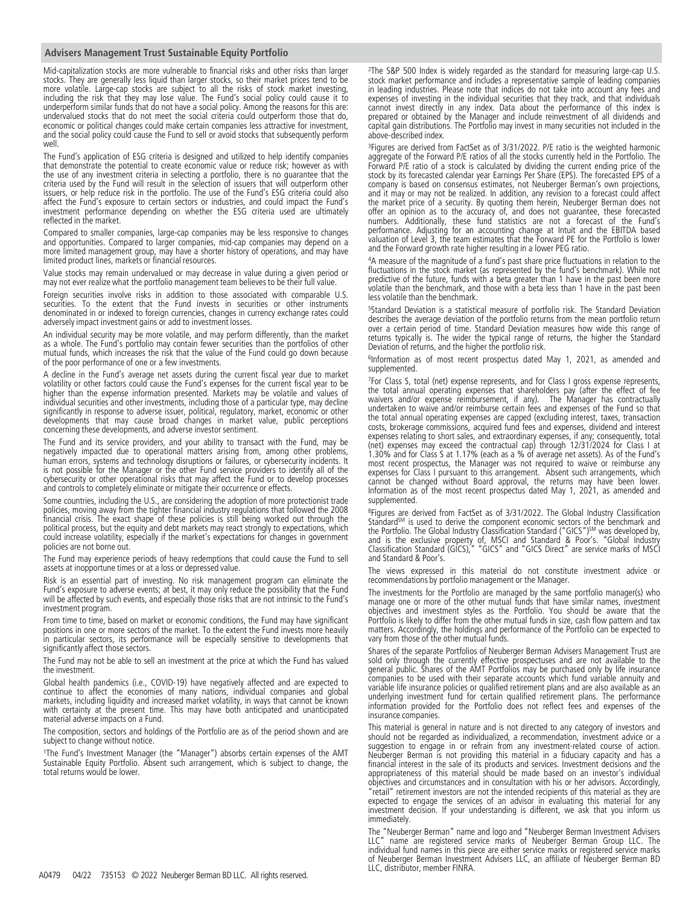## Advisers Management Trust Sustainable Equity Portfolio

Mid-capitalization stocks are more vulnerable to financial risks and other risks than larger stocks. They are generally less liquid than larger stocks, so their market prices tend to be more volatile. Large-cap stocks are subject to all the risks of stock market investing, including the risk that they may lose value. The Fund's social policy could cause it to underperform similar funds that do not have a social policy. Among the reasons for this are: undervalued stocks that do not meet the social criteria could outperform those that do, economic or political changes could make certain companies less attractive for investment, and the social policy could cause the Fund to sell or avoid stocks that subsequently perform well.

The Fund's application of ESG criteria is designed and utilized to help identify companies that demonstrate the potential to create economic value or reduce risk; however as with the use of any investment criteria in selecting a portfolio, there is no guarantee that the criteria used by the Fund will result in the selection of issuers that will outperform other issuers, or help reduce risk in the portfolio. The use of the Fund's ESG criteria could also affect the Fund's exposure to certain sectors or industries, and could impact the Fund's investment performance depending on whether the ESG criteria used are ultimately reflected in the market.

Compared to smaller companies, large-cap companies may be less responsive to changes and opportunities. Compared to larger companies, mid-cap companies may depend on a more limited management group, may have a shorter history of operations, and may have limited product lines, markets or financial resources.

Value stocks may remain undervalued or may decrease in value during a given period or may not ever realize what the portfolio management team believes to be their full value.

Foreign securities involve risks in addition to those associated with comparable U.S. securities. To the extent that the Fund invests in securities or other instruments denominated in or indexed to foreign currencies, changes in currency exchange rates could adversely impact investment gains or add to investment losses.

An individual security may be more volatile, and may perform differently, than the market as a whole. The Fund's portfolio may contain fewer securities than the portfolios of other mutual funds, which increases the risk that the value of the Fund could go down because of the poor performance of one or a few investments.

A decline in the Fund's average net assets during the current fiscal year due to market volatility or other factors could cause the Fund's expenses for the current fiscal year to be higher than the expense information presented. Markets may be volatile and values of individual securities and other investments, including those of a particular type, may decline significantly in response to adverse issuer, political, regulatory, market, economic or other developments that may cause broad changes in market value, public perceptions concerning these developments, and adverse investor sentiment.

The Fund and its service providers, and your ability to transact with the Fund, may be negatively impacted due to operational matters arising from, among other problems, human errors, systems and technology disruptions or failures, or cybersecurity incidents. It is not possible for the Manager or the other Fund service providers to identify all of the cybersecurity or other operational risks that may affect the Fund or to develop processes and controls to completely eliminate or mitigate their occurrence or effects.

Some countries, including the U.S., are considering the adoption of more protectionist trade policies, moving away from the tighter financial industry regulations that followed the 2008 financial crisis. The exact shape of these policies is still being worked out through the political process, but the equity and debt markets may react strongly to expectations, which could increase volatility, especially if the market's expectations for changes in government policies are not borne out.

The Fund may experience periods of heavy redemptions that could cause the Fund to sell assets at inopportune times or at a loss or depressed value.

Risk is an essential part of investing. No risk management program can eliminate the Fund's exposure to adverse events; at best, it may only reduce the possibility that the Fund will be affected by such events, and especially those risks that are not intrinsic to the Fund's investment program.

From time to time, based on market or economic conditions, the Fund may have significant positions in one or more sectors of the market. To the extent the Fund invests more heavily in particular sectors, its performance will be especially sensitive to developments that significantly affect those sectors.

The Fund may not be able to sell an investment at the price at which the Fund has valued the investment.

Global health pandemics (i.e., COVID-19) have negatively affected and are expected to continue to affect the economies of many nations, individual companies and global markets, including liquidity and increased market volatility, in ways that cannot be known with certainty at the present time. This may have both anticipated and unanticipated material adverse impacts on a Fund.

The composition, sectors and holdings of the Portfolio are as of the period shown and are subject to change without notice.

[1]The Fund's Investment Manager (the "Manager") absorbs certain expenses of the AMT Sustainable Equity Portfolio. Absent such arrangement, which is subject to change, the total returns would be lower.

[2]The S&P 500 Index is widely regarded as the standard for measuring large-cap U.S. stock market performance and includes a representative sample of leading companies in leading industries. Please note that indices do not take into account any fees and expenses of investing in the individual securities that they track, and that individuals cannot invest directly in any index. Data about the performance of this index is prepared or obtained by the Manager and include reinvestment of all dividends and capital gain distributions. The Portfolio may invest in many securities not included in the above-described index.

[3]Figures are derived from FactSet as of 3/31/2022. P/E ratio is the weighted harmonic aggregate of the Forward P/E ratios of all the stocks currently held in the Portfolio. The Forward P/E ratio of a stock is calculated by dividing the current ending price of the stock by its forecasted calendar year Earnings Per Share (EPS). The forecasted EPS of a company is based on consensus estimates, not Neuberger Berman's own projections, and it may or may not be realized. In addition, any revision to a forecast could affect the market price of a security. By quoting them herein, Neuberger Berman does not offer an opinion as to the accuracy of, and does not guarantee, these forecasted numbers. Additionally, these fund statistics are not a forecast of the Fund's performance. Adjusting for an accounting change at Intuit and the EBITDA based valuation of Level 3, the team estimates that the Forward PE for the Portfolio is lower and the Forward growth rate higher resulting in a lower PEG ratio.

[4]A measure of the magnitude of a fund's past share price fluctuations in relation to the fluctuations in the stock market (as represented by the fund's benchmark). While not predictive of the future, funds with a beta greater than 1 have in the past been more volatile than the benchmark, and those with a beta less than 1 have in the past been less volatile than the benchmark.

[5]Standard Deviation is a statistical measure of portfolio risk. The Standard Deviation describes the average deviation of the portfolio returns from the mean portfolio return over a certain period of time. Standard Deviation measures how wide this range of returns typically is. The wider the typical range of returns, the higher the Standard Deviation of returns, and the higher the portfolio risk.

[6]Information as of most recent prospectus dated May 1, 2021, as amended and supplemented.

[7]For Class S, total (net) expense represents, and for Class I gross expense represents, the total annual operating expenses that shareholders pay (after the effect of fee waivers and/or expense reimbursement, if any). The Manager has contractually undertaken to waive and/or reimburse certain fees and expenses of the Fund so that the total annual operating expenses are capped (excluding interest, taxes, transaction costs, brokerage commissions, acquired fund fees and expenses, dividend and interest expenses relating to short sales, and extraordinary expenses, if any; consequently, total (net) expenses may exceed the contractual cap) through 12/31/2024 for Class I at 1.30% and for Class S at 1.17% (each as a % of average net assets). As of the Fund's most recent prospectus, the Manager was not required to waive or reimburse any expenses for Class I pursuant to this arrangement. Absent such arrangements, which cannot be changed without Board approval, the returns may have been lower. Information as of the most recent prospectus dated May 1, 2021, as amended and supplemented.

[8]Figures are derived from FactSet as of 3/31/2022. The Global Industry Classification Standard℠ is used to derive the component economic sectors of the benchmark and the Portfolio. The Global Industry Classification Standard ("GICS")℠ was developed by, and is the exclusive property of, MSCI and Standard & Poor's. "Global Industry Classification Standard (GICS)," "GICS" and "GICS Direct" are service marks of MSCI and Standard & Poor's.

The views expressed in this material do not constitute investment advice or recommendations by portfolio management or the Manager.

The investments for the Portfolio are managed by the same portfolio manager(s) who manage one or more of the other mutual funds that have similar names, investment objectives and investment styles as the Portfolio. You should be aware that the Portfolio is likely to differ from the other mutual funds in size, cash flow pattern and tax matters. Accordingly, the holdings and performance of the Portfolio can be expected to vary from those of the other mutual funds.

Shares of the separate Portfolios of Neuberger Berman Advisers Management Trust are sold only through the currently effective prospectuses and are not available to the general public. Shares of the AMT Portfolios may be purchased only by life insurance companies to be used with their separate accounts which fund variable annuity and variable life insurance policies or qualified retirement plans and are also available as an underlying investment fund for certain qualified retirement plans. The performance information provided for the Portfolio does not reflect fees and expenses of the insurance companies.

This material is general in nature and is not directed to any category of investors and should not be regarded as individualized, a recommendation, investment advice or a suggestion to engage in or refrain from any investment-related course of action. Neuberger Berman is not providing this material in a fiduciary capacity and has a financial interest in the sale of its products and services. Investment decisions and the appropriateness of this material should be made based on an investor's individual objectives and circumstances and in consultation with his or her advisors. Accordingly, "retail" retirement investors are not the intended recipients of this material as they are expected to engage the services of an advisor in evaluating this material for any investment decision. If your understanding is different, we ask that you inform us immediately.

The "Neuberger Berman" name and logo and "Neuberger Berman Investment Advisers LLC" name are registered service marks of Neuberger Berman Group LLC. The individual fund names in this piece are either service marks or registered service marks of Neuberger Berman Investment Advisers LLC, an affiliate of Neuberger Berman BD LLC, distributor, member FINRA.

A0479 04/22 735153 © 2022 Neuberger Berman BD LLC. All rights reserved.